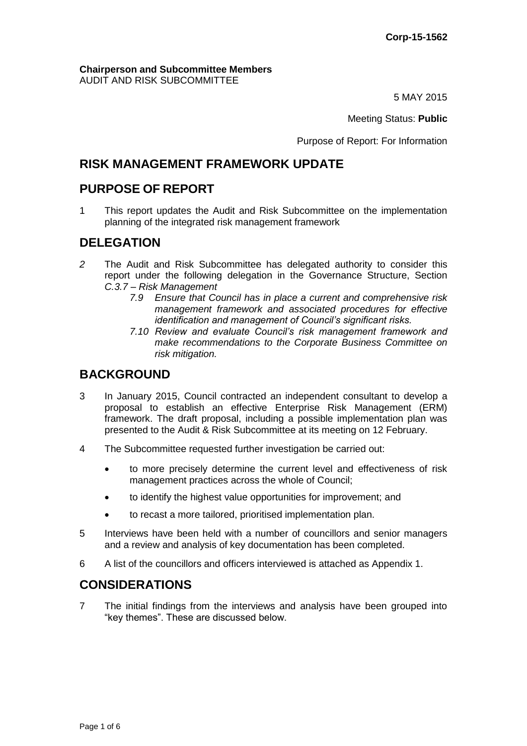**Corp-15-1562**

**Chairperson and Subcommittee Members**
AUDIT AND RISK SUBCOMMITTEE

5 MAY 2015

Meeting Status: **Public**

Purpose of Report: For Information

## RISK MANAGEMENT FRAMEWORK UPDATE

## PURPOSE OF REPORT

1 This report updates the Audit and Risk Subcommittee on the implementation planning of the integrated risk management framework

## DELEGATION

*2* The Audit and Risk Subcommittee has delegated authority to consider this report under the following delegation in the Governance Structure, Section *C.3.7 – Risk Management*

*7.9 Ensure that Council has in place a current and comprehensive risk management framework and associated procedures for effective identification and management of Council's significant risks.*

*7.10 Review and evaluate Council's risk management framework and make recommendations to the Corporate Business Committee on risk mitigation.*

## BACKGROUND

3 In January 2015, Council contracted an independent consultant to develop a proposal to establish an effective Enterprise Risk Management (ERM) framework. The draft proposal, including a possible implementation plan was presented to the Audit & Risk Subcommittee at its meeting on 12 February.

4 The Subcommittee requested further investigation be carried out:

- to more precisely determine the current level and effectiveness of risk management practices across the whole of Council;
- to identify the highest value opportunities for improvement; and
- to recast a more tailored, prioritised implementation plan.

5 Interviews have been held with a number of councillors and senior managers and a review and analysis of key documentation has been completed.

6 A list of the councillors and officers interviewed is attached as Appendix 1.

## CONSIDERATIONS

7 The initial findings from the interviews and analysis have been grouped into "key themes". These are discussed below.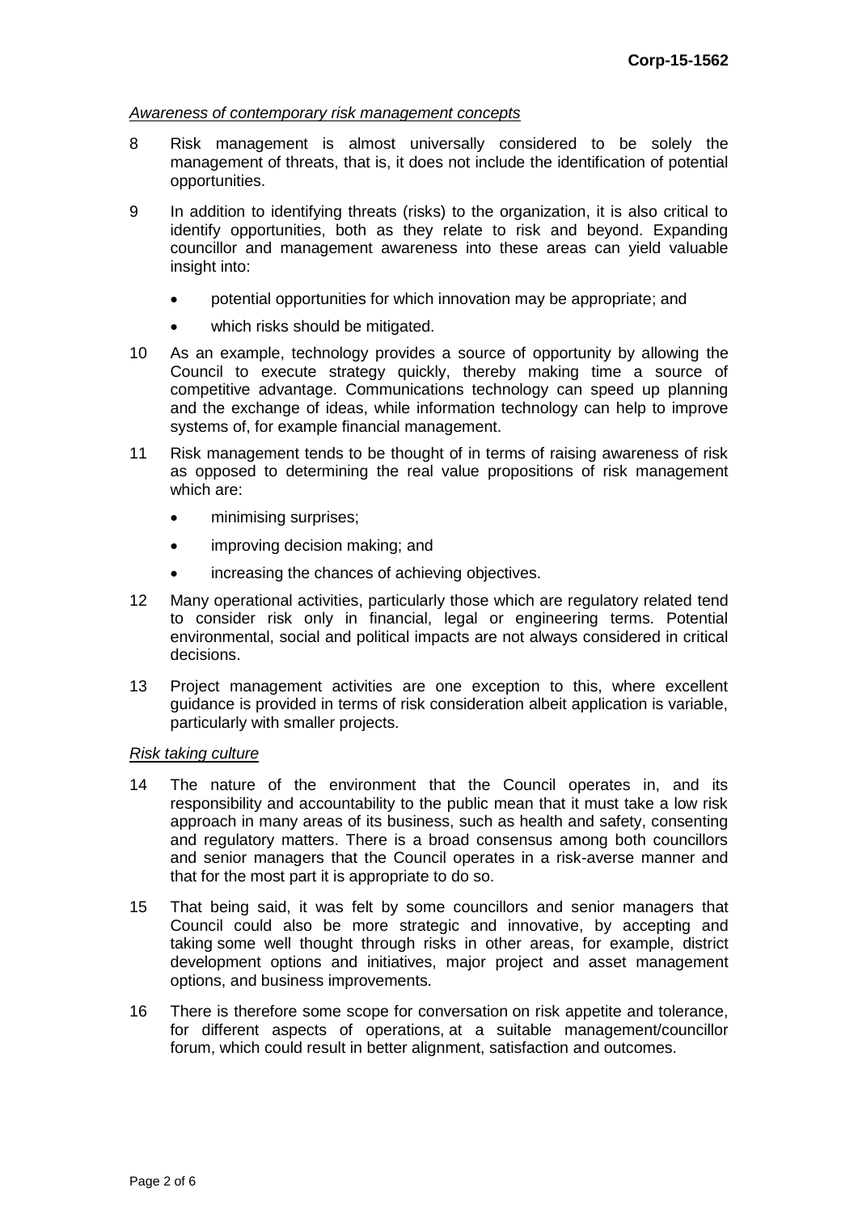*Awareness of contemporary risk management concepts*

8 Risk management is almost universally considered to be solely the management of threats, that is, it does not include the identification of potential opportunities.

9 In addition to identifying threats (risks) to the organization, it is also critical to identify opportunities, both as they relate to risk and beyond. Expanding councillor and management awareness into these areas can yield valuable insight into:

- potential opportunities for which innovation may be appropriate; and
- which risks should be mitigated.

10 As an example, technology provides a source of opportunity by allowing the Council to execute strategy quickly, thereby making time a source of competitive advantage. Communications technology can speed up planning and the exchange of ideas, while information technology can help to improve systems of, for example financial management.

11 Risk management tends to be thought of in terms of raising awareness of risk as opposed to determining the real value propositions of risk management which are:

- minimising surprises;
- improving decision making; and
- increasing the chances of achieving objectives.

12 Many operational activities, particularly those which are regulatory related tend to consider risk only in financial, legal or engineering terms. Potential environmental, social and political impacts are not always considered in critical decisions.

13 Project management activities are one exception to this, where excellent guidance is provided in terms of risk consideration albeit application is variable, particularly with smaller projects.

*Risk taking culture*

14 The nature of the environment that the Council operates in, and its responsibility and accountability to the public mean that it must take a low risk approach in many areas of its business, such as health and safety, consenting and regulatory matters. There is a broad consensus among both councillors and senior managers that the Council operates in a risk-averse manner and that for the most part it is appropriate to do so.

15 That being said, it was felt by some councillors and senior managers that Council could also be more strategic and innovative, by accepting and taking some well thought through risks in other areas, for example, district development options and initiatives, major project and asset management options, and business improvements.

16 There is therefore some scope for conversation on risk appetite and tolerance, for different aspects of operations, at a suitable management/councillor forum, which could result in better alignment, satisfaction and outcomes.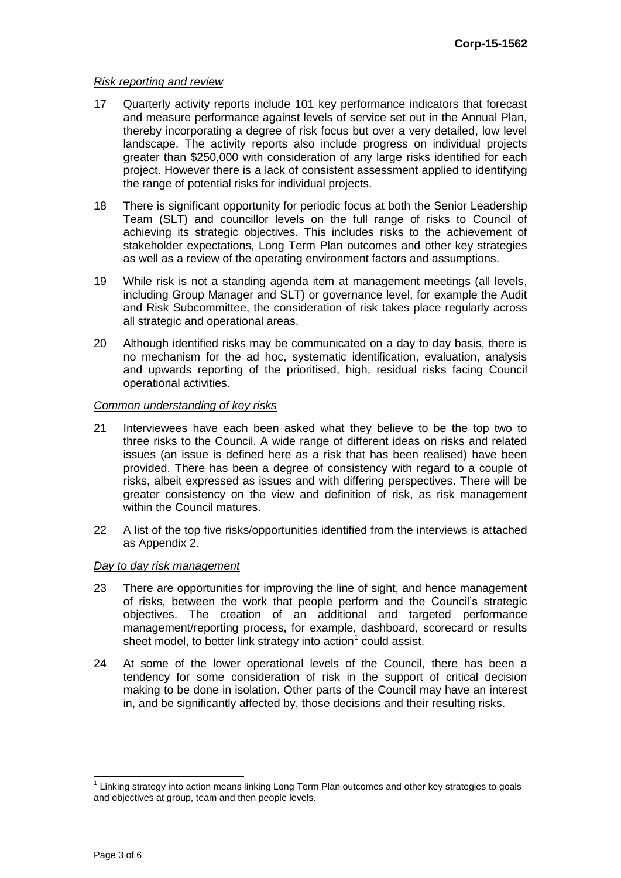*Risk reporting and review*

17 Quarterly activity reports include 101 key performance indicators that forecast and measure performance against levels of service set out in the Annual Plan, thereby incorporating a degree of risk focus but over a very detailed, low level landscape. The activity reports also include progress on individual projects greater than $250,000 with consideration of any large risks identified for each project. However there is a lack of consistent assessment applied to identifying the range of potential risks for individual projects.

18 There is significant opportunity for periodic focus at both the Senior Leadership Team (SLT) and councillor levels on the full range of risks to Council of achieving its strategic objectives. This includes risks to the achievement of stakeholder expectations, Long Term Plan outcomes and other key strategies as well as a review of the operating environment factors and assumptions.

19 While risk is not a standing agenda item at management meetings (all levels, including Group Manager and SLT) or governance level, for example the Audit and Risk Subcommittee, the consideration of risk takes place regularly across all strategic and operational areas.

20 Although identified risks may be communicated on a day to day basis, there is no mechanism for the ad hoc, systematic identification, evaluation, analysis and upwards reporting of the prioritised, high, residual risks facing Council operational activities.

*Common understanding of key risks*

21 Interviewees have each been asked what they believe to be the top two to three risks to the Council. A wide range of different ideas on risks and related issues (an issue is defined here as a risk that has been realised) have been provided. There has been a degree of consistency with regard to a couple of risks, albeit expressed as issues and with differing perspectives. There will be greater consistency on the view and definition of risk, as risk management within the Council matures.

22 A list of the top five risks/opportunities identified from the interviews is attached as Appendix 2.

*Day to day risk management*

23 There are opportunities for improving the line of sight, and hence management of risks, between the work that people perform and the Council's strategic objectives. The creation of an additional and targeted performance management/reporting process, for example, dashboard, scorecard or results sheet model, to better link strategy into action[1] could assist.

24 At some of the lower operational levels of the Council, there has been a tendency for some consideration of risk in the support of critical decision making to be done in isolation. Other parts of the Council may have an interest in, and be significantly affected by, those decisions and their resulting risks.

[1] Linking strategy into action means linking Long Term Plan outcomes and other key strategies to goals and objectives at group, team and then people levels.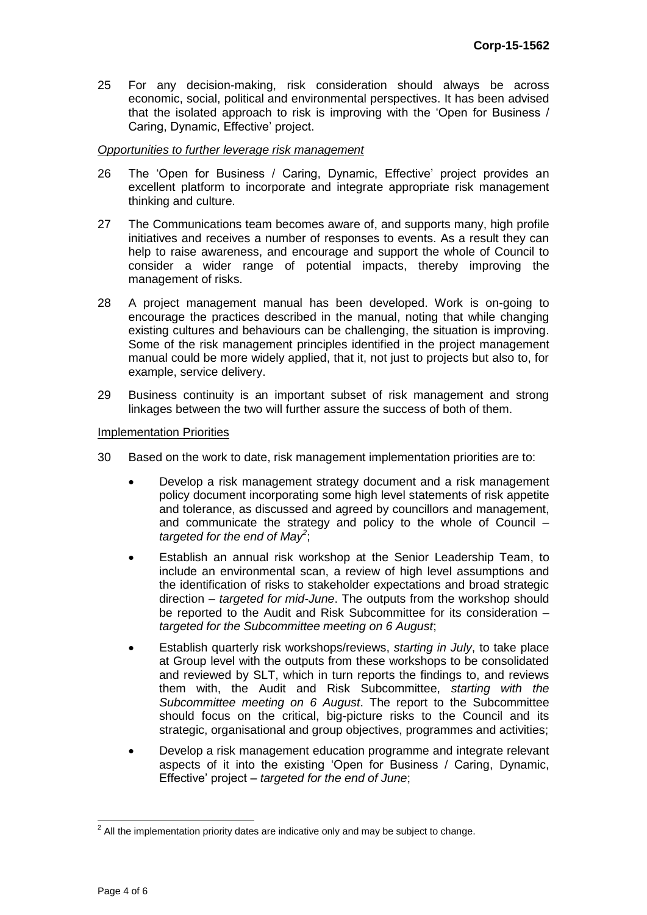25 For any decision-making, risk consideration should always be across economic, social, political and environmental perspectives. It has been advised that the isolated approach to risk is improving with the 'Open for Business / Caring, Dynamic, Effective' project.

*Opportunities to further leverage risk management*

26 The 'Open for Business / Caring, Dynamic, Effective' project provides an excellent platform to incorporate and integrate appropriate risk management thinking and culture.

27 The Communications team becomes aware of, and supports many, high profile initiatives and receives a number of responses to events. As a result they can help to raise awareness, and encourage and support the whole of Council to consider a wider range of potential impacts, thereby improving the management of risks.

28 A project management manual has been developed. Work is on-going to encourage the practices described in the manual, noting that while changing existing cultures and behaviours can be challenging, the situation is improving. Some of the risk management principles identified in the project management manual could be more widely applied, that it, not just to projects but also to, for example, service delivery.

29 Business continuity is an important subset of risk management and strong linkages between the two will further assure the success of both of them.

Implementation Priorities

30 Based on the work to date, risk management implementation priorities are to:

- Develop a risk management strategy document and a risk management policy document incorporating some high level statements of risk appetite and tolerance, as discussed and agreed by councillors and management, and communicate the strategy and policy to the whole of Council – *targeted for the end of May*[2];
- Establish an annual risk workshop at the Senior Leadership Team, to include an environmental scan, a review of high level assumptions and the identification of risks to stakeholder expectations and broad strategic direction – *targeted for mid-June*. The outputs from the workshop should be reported to the Audit and Risk Subcommittee for its consideration – *targeted for the Subcommittee meeting on 6 August*;
- Establish quarterly risk workshops/reviews, *starting in July*, to take place at Group level with the outputs from these workshops to be consolidated and reviewed by SLT, which in turn reports the findings to, and reviews them with, the Audit and Risk Subcommittee, *starting with the Subcommittee meeting on 6 August*. The report to the Subcommittee should focus on the critical, big-picture risks to the Council and its strategic, organisational and group objectives, programmes and activities;
- Develop a risk management education programme and integrate relevant aspects of it into the existing 'Open for Business / Caring, Dynamic, Effective' project – *targeted for the end of June*;

[2] All the implementation priority dates are indicative only and may be subject to change.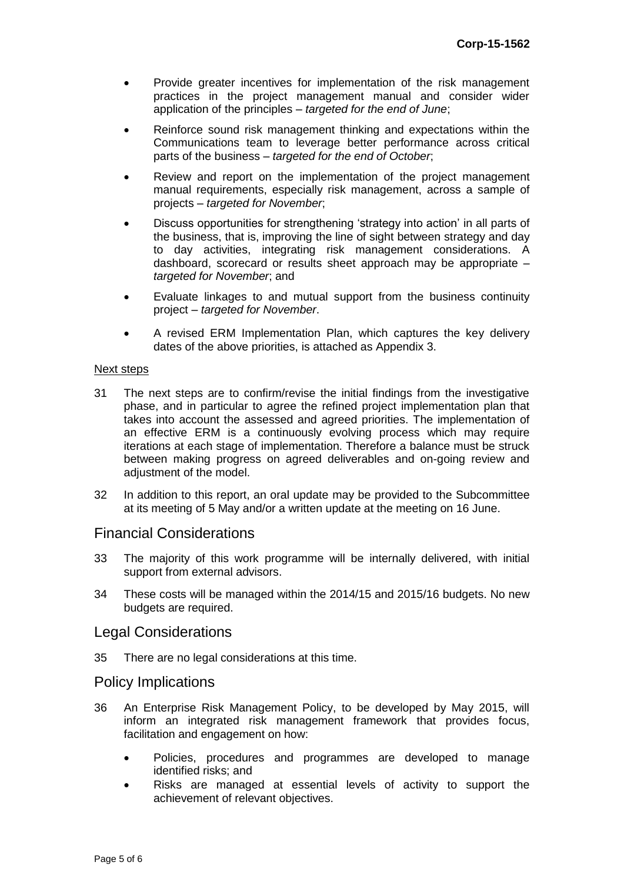- Provide greater incentives for implementation of the risk management practices in the project management manual and consider wider application of the principles – *targeted for the end of June*;
- Reinforce sound risk management thinking and expectations within the Communications team to leverage better performance across critical parts of the business – *targeted for the end of October*;
- Review and report on the implementation of the project management manual requirements, especially risk management, across a sample of projects – *targeted for November*;
- Discuss opportunities for strengthening 'strategy into action' in all parts of the business, that is, improving the line of sight between strategy and day to day activities, integrating risk management considerations. A dashboard, scorecard or results sheet approach may be appropriate – *targeted for November*; and
- Evaluate linkages to and mutual support from the business continuity project – *targeted for November*.
- A revised ERM Implementation Plan, which captures the key delivery dates of the above priorities, is attached as Appendix 3.

Next steps

31 The next steps are to confirm/revise the initial findings from the investigative phase, and in particular to agree the refined project implementation plan that takes into account the assessed and agreed priorities. The implementation of an effective ERM is a continuously evolving process which may require iterations at each stage of implementation. Therefore a balance must be struck between making progress on agreed deliverables and on-going review and adjustment of the model.

32 In addition to this report, an oral update may be provided to the Subcommittee at its meeting of 5 May and/or a written update at the meeting on 16 June.

## Financial Considerations

33 The majority of this work programme will be internally delivered, with initial support from external advisors.

34 These costs will be managed within the 2014/15 and 2015/16 budgets. No new budgets are required.

## Legal Considerations

35 There are no legal considerations at this time.

## Policy Implications

36 An Enterprise Risk Management Policy, to be developed by May 2015, will inform an integrated risk management framework that provides focus, facilitation and engagement on how:

- Policies, procedures and programmes are developed to manage identified risks; and
- Risks are managed at essential levels of activity to support the achievement of relevant objectives.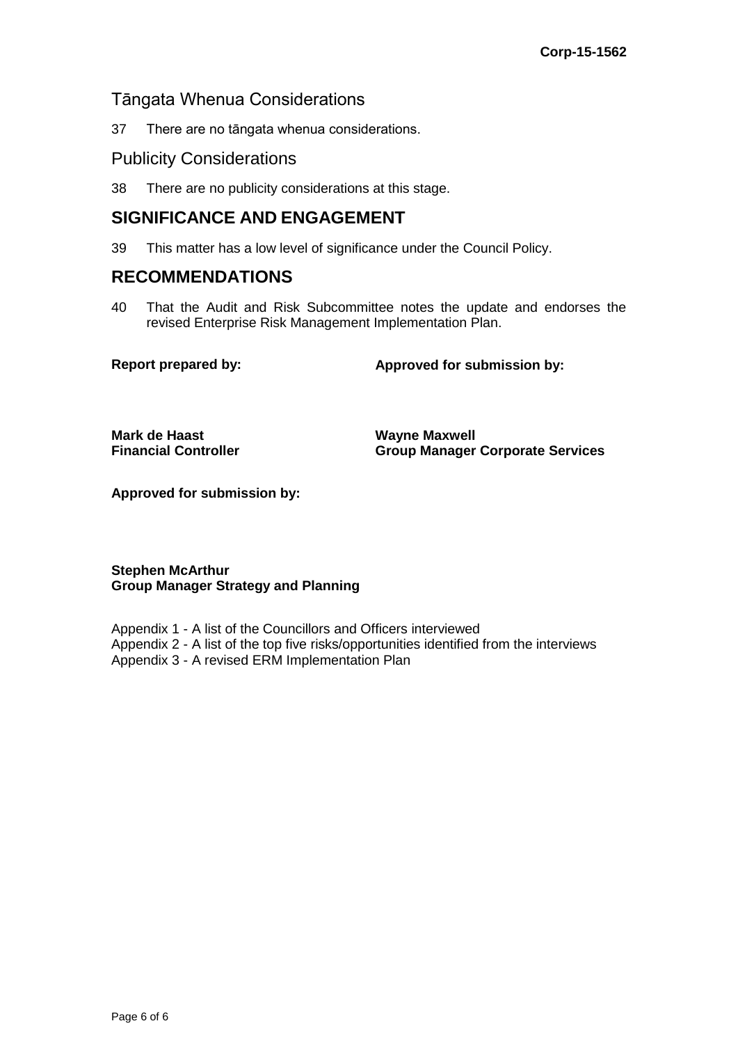## Tāngata Whenua Considerations

37 There are no tāngata whenua considerations.

## Publicity Considerations

38 There are no publicity considerations at this stage.

# SIGNIFICANCE AND ENGAGEMENT

39 This matter has a low level of significance under the Council Policy.

# RECOMMENDATIONS

40 That the Audit and Risk Subcommittee notes the update and endorses the revised Enterprise Risk Management Implementation Plan.

| **Report prepared by:** | **Approved for submission by:** |
| --- | --- |
| **Mark de Haast**<br>**Financial Controller** | **Wayne Maxwell**<br>**Group Manager Corporate Services** |

**Approved for submission by:**

**Stephen McArthur**
**Group Manager Strategy and Planning**

Appendix 1 - A list of the Councillors and Officers interviewed
Appendix 2 - A list of the top five risks/opportunities identified from the interviews
Appendix 3 - A revised ERM Implementation Plan